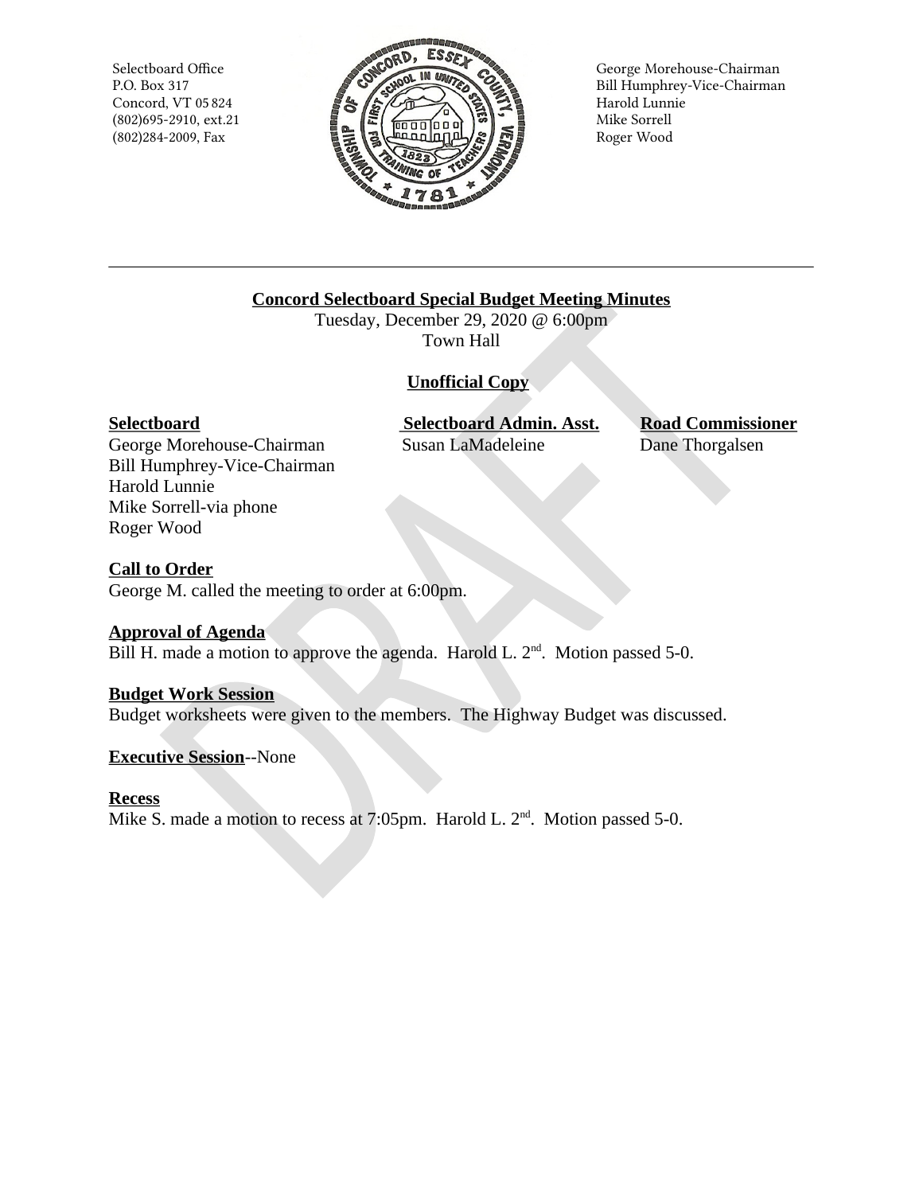Selectboard Office
P.O. Box 317
Concord, VT 05 824
(802)695-2910, ext.21
(802)284-2009, Fax

George Morehouse-Chairman
Bill Humphrey-Vice-Chairman
Harold Lunnie
Mike Sorrell
Roger Wood

**Concord Selectboard Special Budget Meeting Minutes**
Tuesday, December 29, 2020 @ 6:00pm
Town Hall

**Unofficial Copy**

**Selectboard**
George Morehouse-Chairman
Bill Humphrey-Vice-Chairman
Harold Lunnie
Mike Sorrell-via phone
Roger Wood

**Selectboard Admin. Asst.**
Susan LaMadeleine

**Road Commissioner**
Dane Thorgalsen

**Call to Order**
George M. called the meeting to order at 6:00pm.

**Approval of Agenda**
Bill H. made a motion to approve the agenda. Harold L. 2nd. Motion passed 5-0.

**Budget Work Session**
Budget worksheets were given to the members. The Highway Budget was discussed.

**Executive Session**--None

**Recess**
Mike S. made a motion to recess at 7:05pm. Harold L. 2nd. Motion passed 5-0.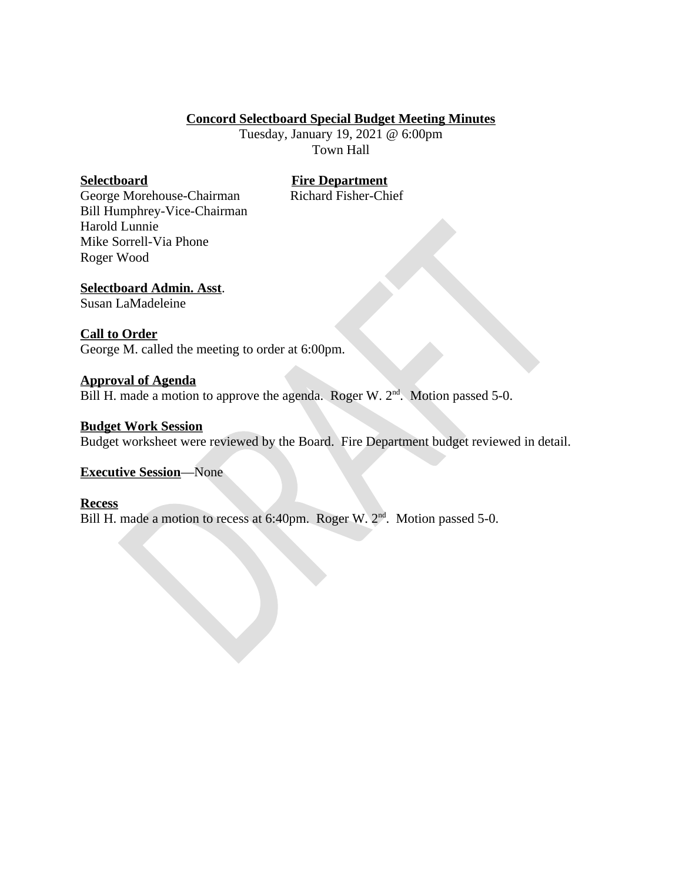**Concord Selectboard Special Budget Meeting Minutes**

Tuesday, January 19, 2021 @ 6:00pm
Town Hall

**Selectboard**
George Morehouse-Chairman
Bill Humphrey-Vice-Chairman
Harold Lunnie
Mike Sorrell-Via Phone
Roger Wood

**Fire Department**
Richard Fisher-Chief

**Selectboard Admin. Asst**.
Susan LaMadeleine

**Call to Order**
George M. called the meeting to order at 6:00pm.

**Approval of Agenda**
Bill H. made a motion to approve the agenda. Roger W. 2nd. Motion passed 5-0.

**Budget Work Session**
Budget worksheet were reviewed by the Board. Fire Department budget reviewed in detail.

**Executive Session**—None

**Recess**
Bill H. made a motion to recess at 6:40pm. Roger W. 2nd. Motion passed 5-0.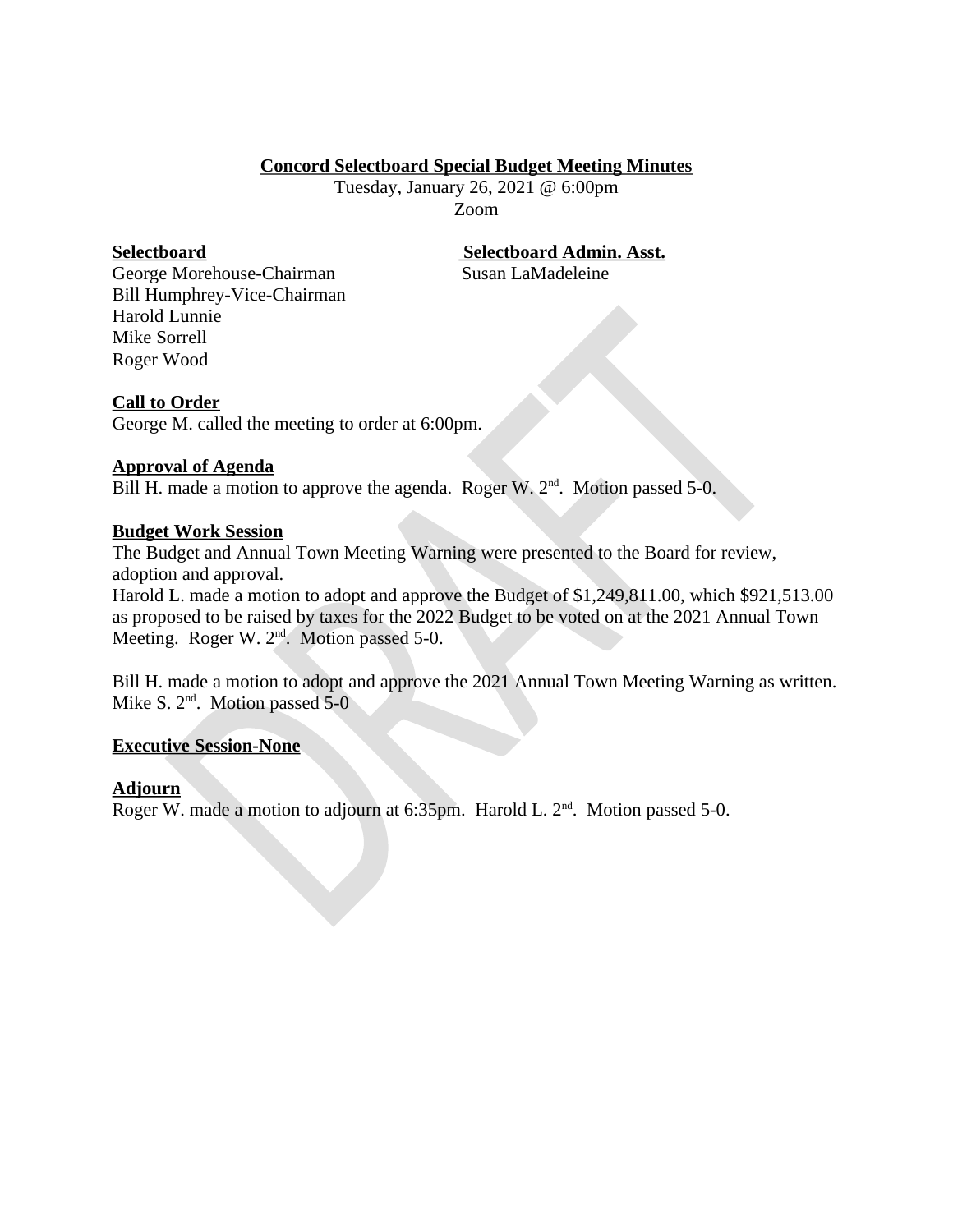**Concord Selectboard Special Budget Meeting Minutes**

Tuesday, January 26, 2021 @ 6:00pm
Zoom

**Selectboard**
George Morehouse-Chairman
Bill Humphrey-Vice-Chairman
Harold Lunnie
Mike Sorrell
Roger Wood

**Selectboard Admin. Asst.**
Susan LaMadeleine

**Call to Order**

George M. called the meeting to order at 6:00pm.

**Approval of Agenda**

Bill H. made a motion to approve the agenda. Roger W. 2nd. Motion passed 5-0.

**Budget Work Session**

The Budget and Annual Town Meeting Warning were presented to the Board for review, adoption and approval.

Harold L. made a motion to adopt and approve the Budget of $1,249,811.00, which $921,513.00 as proposed to be raised by taxes for the 2022 Budget to be voted on at the 2021 Annual Town Meeting. Roger W. 2nd. Motion passed 5-0.

Bill H. made a motion to adopt and approve the 2021 Annual Town Meeting Warning as written. Mike S. 2nd. Motion passed 5-0

**Executive Session-None**

**Adjourn**

Roger W. made a motion to adjourn at 6:35pm. Harold L. 2nd. Motion passed 5-0.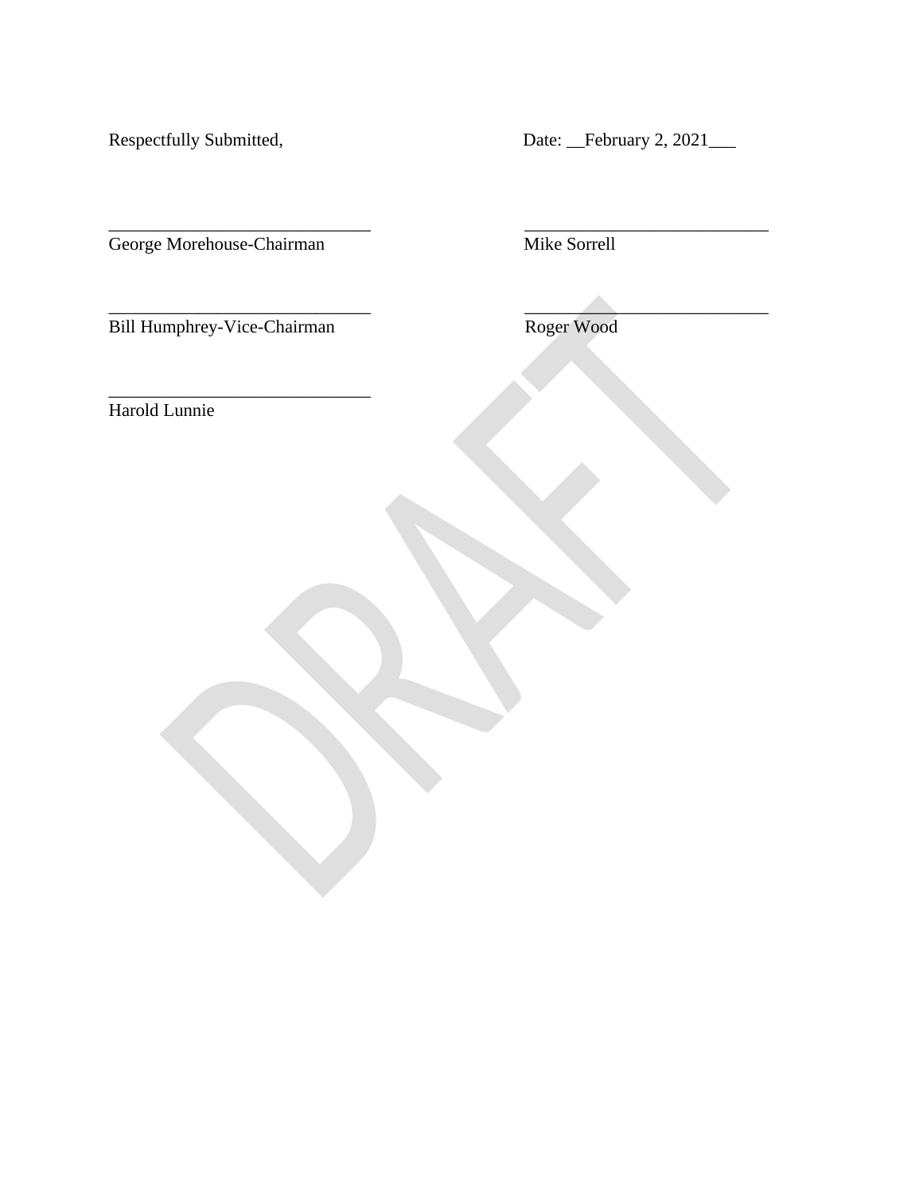Respectfully Submitted,

Date: __February 2, 2021___

_____________________________
George Morehouse-Chairman

_____________________________
Mike Sorrell

_____________________________
Bill Humphrey-Vice-Chairman

_____________________________
Roger Wood

_____________________________
Harold Lunnie

DRAFT